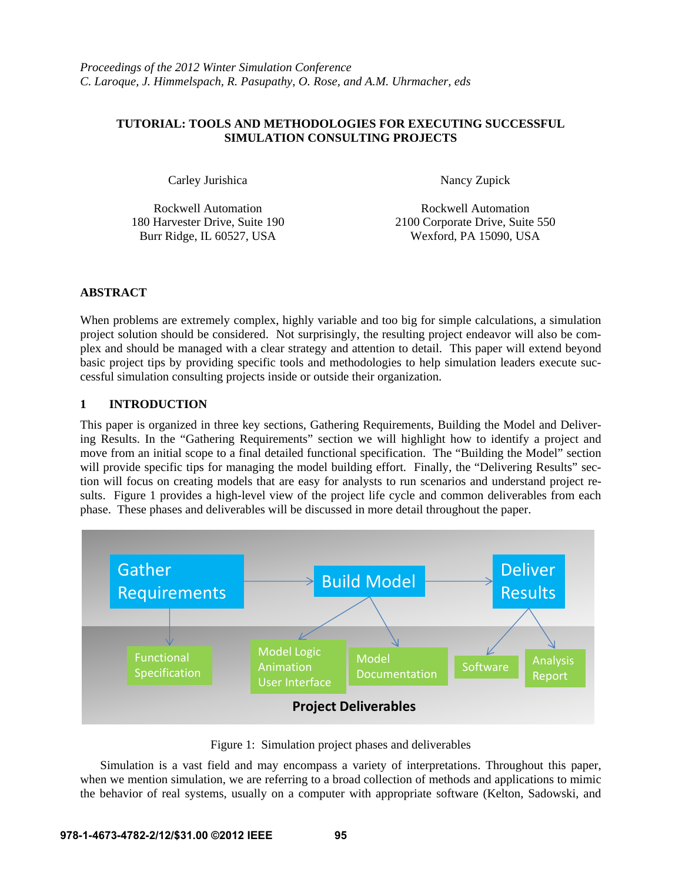*Proceedings of the 2012 Winter Simulation Conference*
*C. Laroque, J. Himmelspach, R. Pasupathy, O. Rose, and A.M. Uhrmacher, eds*

# TUTORIAL: TOOLS AND METHODOLOGIES FOR EXECUTING SUCCESSFUL SIMULATION CONSULTING PROJECTS

Carley Jurishica
Rockwell Automation
180 Harvester Drive, Suite 190
Burr Ridge, IL 60527, USA

Nancy Zupick
Rockwell Automation
2100 Corporate Drive, Suite 550
Wexford, PA 15090, USA

## ABSTRACT

When problems are extremely complex, highly variable and too big for simple calculations, a simulation project solution should be considered. Not surprisingly, the resulting project endeavor will also be complex and should be managed with a clear strategy and attention to detail. This paper will extend beyond basic project tips by providing specific tools and methodologies to help simulation leaders execute successful simulation consulting projects inside or outside their organization.

## 1 INTRODUCTION

This paper is organized in three key sections, Gathering Requirements, Building the Model and Delivering Results. In the "Gathering Requirements" section we will highlight how to identify a project and move from an initial scope to a final detailed functional specification. The "Building the Model" section will provide specific tips for managing the model building effort. Finally, the "Delivering Results" section will focus on creating models that are easy for analysts to run scenarios and understand project results. Figure 1 provides a high-level view of the project life cycle and common deliverables from each phase. These phases and deliverables will be discussed in more detail throughout the paper.

Gather Requirements → Build Model → Deliver Results

Project Deliverables: Functional Specification; Model Logic, Animation, User Interface; Model Documentation; Software; Analysis Report

Figure 1: Simulation project phases and deliverables

Simulation is a vast field and may encompass a variety of interpretations. Throughout this paper, when we mention simulation, we are referring to a broad collection of methods and applications to mimic the behavior of real systems, usually on a computer with appropriate software (Kelton, Sadowski, and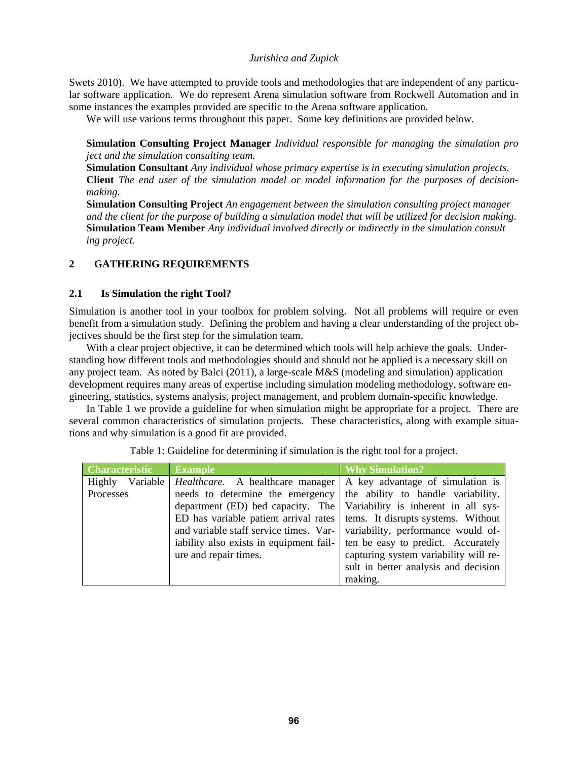Swets 2010). We have attempted to provide tools and methodologies that are independent of any particular software application. We do represent Arena simulation software from Rockwell Automation and in some instances the examples provided are specific to the Arena software application.

We will use various terms throughout this paper. Some key definitions are provided below.

**Simulation Consulting Project Manager** *Individual responsible for managing the simulation project and the simulation consulting team.*
**Simulation Consultant** *Any individual whose primary expertise is in executing simulation projects.*
**Client** *The end user of the simulation model or model information for the purposes of decision-making.*
**Simulation Consulting Project** *An engagement between the simulation consulting project manager and the client for the purpose of building a simulation model that will be utilized for decision making.*
**Simulation Team Member** *Any individual involved directly or indirectly in the simulation consulting project.*

## 2 GATHERING REQUIREMENTS

### 2.1 Is Simulation the right Tool?

Simulation is another tool in your toolbox for problem solving. Not all problems will require or even benefit from a simulation study. Defining the problem and having a clear understanding of the project objectives should be the first step for the simulation team.

With a clear project objective, it can be determined which tools will help achieve the goals. Understanding how different tools and methodologies should and should not be applied is a necessary skill on any project team. As noted by Balci (2011), a large-scale M&S (modeling and simulation) application development requires many areas of expertise including simulation modeling methodology, software engineering, statistics, systems analysis, project management, and problem domain-specific knowledge.

In Table 1 we provide a guideline for when simulation might be appropriate for a project. There are several common characteristics of simulation projects. These characteristics, along with example situations and why simulation is a good fit are provided.

Table 1: Guideline for determining if simulation is the right tool for a project.

| Characteristic | Example | Why Simulation? |
|---|---|---|
| Highly Variable Processes | *Healthcare.* A healthcare manager needs to determine the emergency department (ED) bed capacity. The ED has variable patient arrival rates and variable staff service times. Variability also exists in equipment failure and repair times. | A key advantage of simulation is the ability to handle variability. Variability is inherent in all systems. It disrupts systems. Without variability, performance would often be easy to predict. Accurately capturing system variability will result in better analysis and decision making. |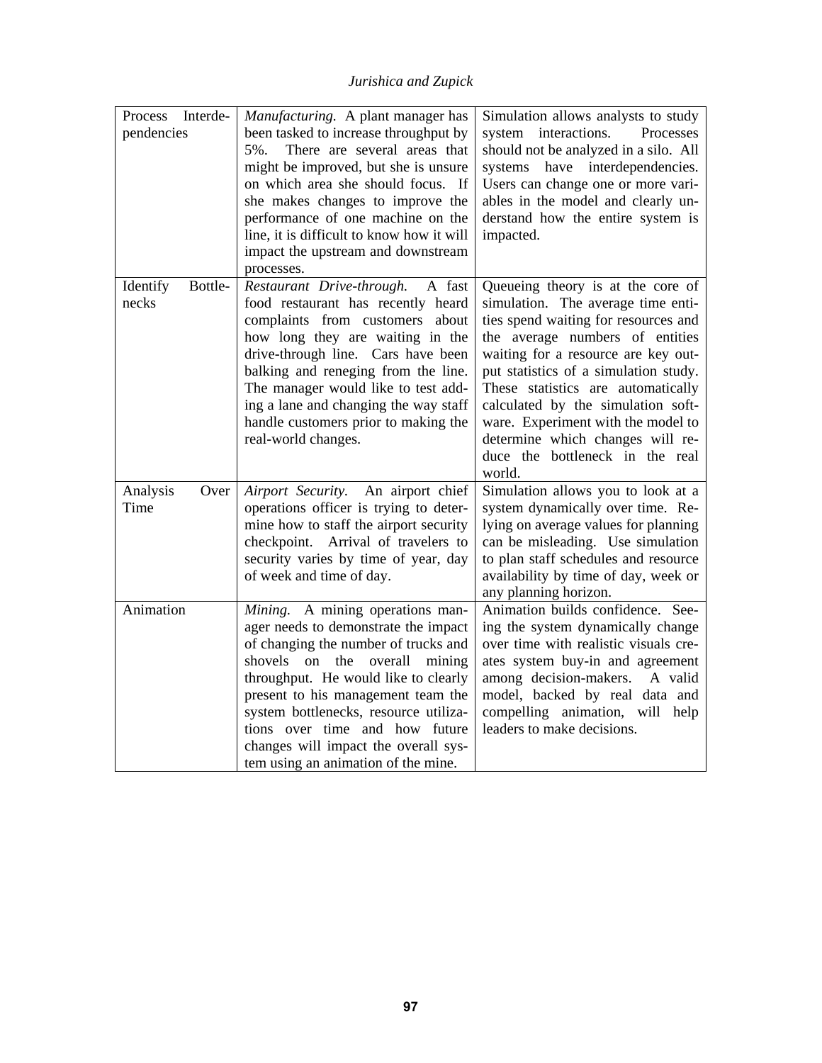| Process Interdependencies | *Manufacturing.* A plant manager has been tasked to increase throughput by 5%. There are several areas that might be improved, but she is unsure on which area she should focus. If she makes changes to improve the performance of one machine on the line, it is difficult to know how it will impact the upstream and downstream processes. | Simulation allows analysts to study system interactions. Processes should not be analyzed in a silo. All systems have interdependencies. Users can change one or more variables in the model and clearly understand how the entire system is impacted. |
|---|---|---|
| Identify Bottlenecks | *Restaurant Drive-through.* A fast food restaurant has recently heard complaints from customers about how long they are waiting in the drive-through line. Cars have been balking and reneging from the line. The manager would like to test adding a lane and changing the way staff handle customers prior to making the real-world changes. | Queueing theory is at the core of simulation. The average time entities spend waiting for resources and the average numbers of entities waiting for a resource are key output statistics of a simulation study. These statistics are automatically calculated by the simulation software. Experiment with the model to determine which changes will reduce the bottleneck in the real world. |
| Analysis Over Time | *Airport Security.* An airport chief operations officer is trying to determine how to staff the airport security checkpoint. Arrival of travelers to security varies by time of year, day of week and time of day. | Simulation allows you to look at a system dynamically over time. Relying on average values for planning can be misleading. Use simulation to plan staff schedules and resource availability by time of day, week or any planning horizon. |
| Animation | *Mining.* A mining operations manager needs to demonstrate the impact of changing the number of trucks and shovels on the overall mining throughput. He would like to clearly present to his management team the system bottlenecks, resource utilizations over time and how future changes will impact the overall system using an animation of the mine. | Animation builds confidence. Seeing the system dynamically change over time with realistic visuals creates system buy-in and agreement among decision-makers. A valid model, backed by real data and compelling animation, will help leaders to make decisions. |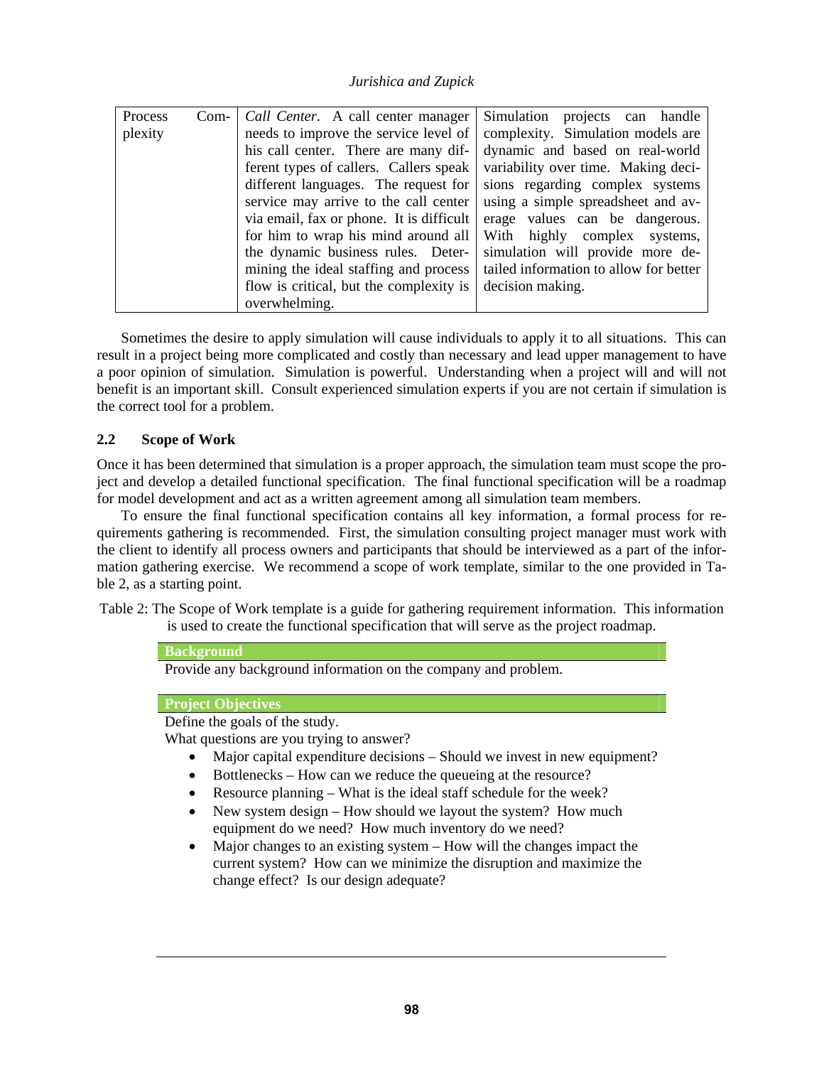| Process Complexity | *Call Center*. A call center manager needs to improve the service level of his call center. There are many different types of callers. Callers speak different languages. The request for service may arrive to the call center via email, fax or phone. It is difficult for him to wrap his mind around all the dynamic business rules. Determining the ideal staffing and process flow is critical, but the complexity is overwhelming. | Simulation projects can handle complexity. Simulation models are dynamic and based on real-world variability over time. Making decisions regarding complex systems using a simple spreadsheet and average values can be dangerous. With highly complex systems, simulation will provide more detailed information to allow for better decision making. |
|---|---|---|

Sometimes the desire to apply simulation will cause individuals to apply it to all situations. This can result in a project being more complicated and costly than necessary and lead upper management to have a poor opinion of simulation. Simulation is powerful. Understanding when a project will and will not benefit is an important skill. Consult experienced simulation experts if you are not certain if simulation is the correct tool for a problem.

### 2.2 Scope of Work

Once it has been determined that simulation is a proper approach, the simulation team must scope the project and develop a detailed functional specification. The final functional specification will be a roadmap for model development and act as a written agreement among all simulation team members.

To ensure the final functional specification contains all key information, a formal process for requirements gathering is recommended. First, the simulation consulting project manager must work with the client to identify all process owners and participants that should be interviewed as a part of the information gathering exercise. We recommend a scope of work template, similar to the one provided in Table 2, as a starting point.

Table 2: The Scope of Work template is a guide for gathering requirement information. This information is used to create the functional specification that will serve as the project roadmap.

**Background**

Provide any background information on the company and problem.

**Project Objectives**

Define the goals of the study.
What questions are you trying to answer?

- Major capital expenditure decisions – Should we invest in new equipment?
- Bottlenecks – How can we reduce the queueing at the resource?
- Resource planning – What is the ideal staff schedule for the week?
- New system design – How should we layout the system? How much equipment do we need? How much inventory do we need?
- Major changes to an existing system – How will the changes impact the current system? How can we minimize the disruption and maximize the change effect? Is our design adequate?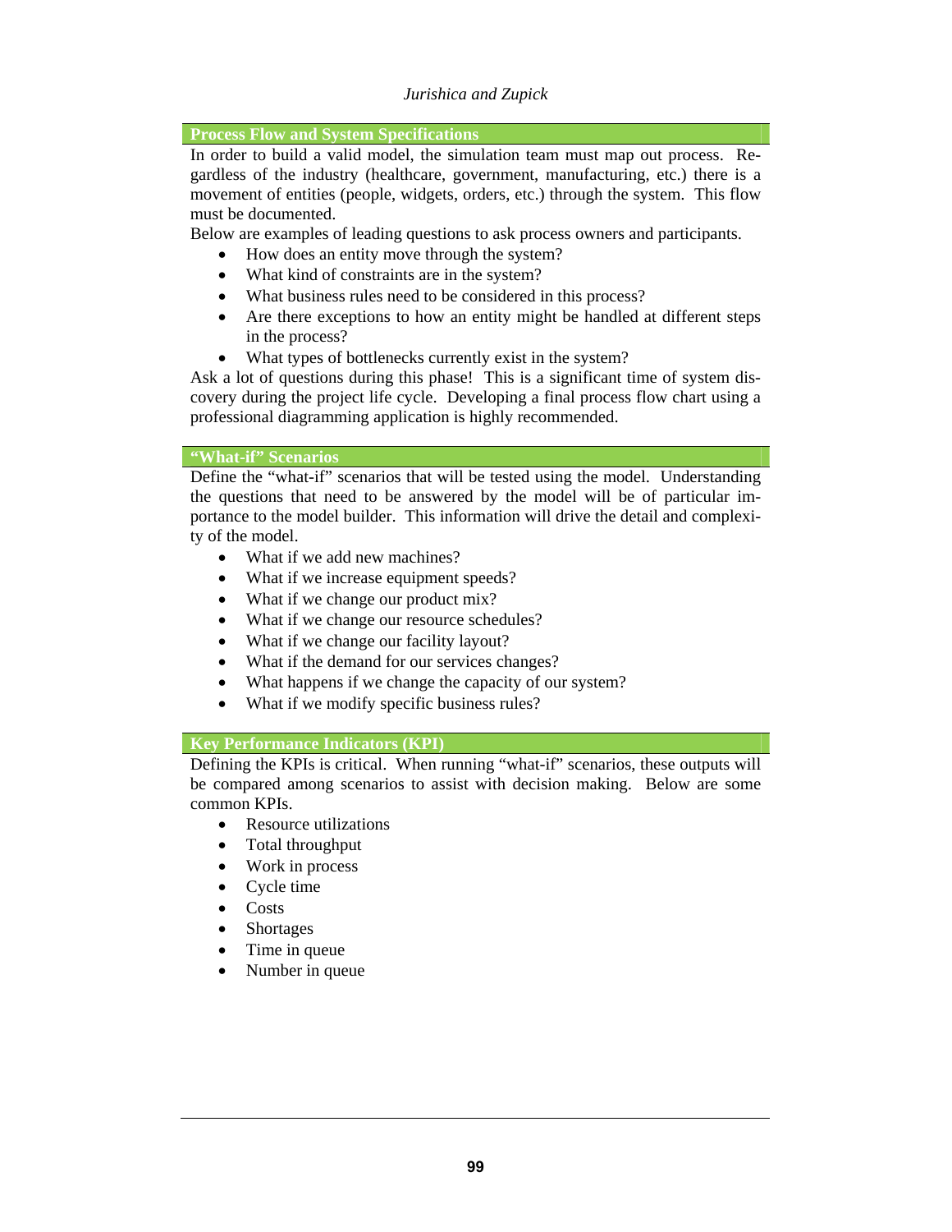### Process Flow and System Specifications

In order to build a valid model, the simulation team must map out process. Regardless of the industry (healthcare, government, manufacturing, etc.) there is a movement of entities (people, widgets, orders, etc.) through the system. This flow must be documented.

Below are examples of leading questions to ask process owners and participants.

- How does an entity move through the system?
- What kind of constraints are in the system?
- What business rules need to be considered in this process?
- Are there exceptions to how an entity might be handled at different steps in the process?
- What types of bottlenecks currently exist in the system?

Ask a lot of questions during this phase! This is a significant time of system discovery during the project life cycle. Developing a final process flow chart using a professional diagramming application is highly recommended.

### "What-if" Scenarios

Define the "what-if" scenarios that will be tested using the model. Understanding the questions that need to be answered by the model will be of particular importance to the model builder. This information will drive the detail and complexity of the model.

- What if we add new machines?
- What if we increase equipment speeds?
- What if we change our product mix?
- What if we change our resource schedules?
- What if we change our facility layout?
- What if the demand for our services changes?
- What happens if we change the capacity of our system?
- What if we modify specific business rules?

### Key Performance Indicators (KPI)

Defining the KPIs is critical. When running "what-if" scenarios, these outputs will be compared among scenarios to assist with decision making. Below are some common KPIs.

- Resource utilizations
- Total throughput
- Work in process
- Cycle time
- Costs
- Shortages
- Time in queue
- Number in queue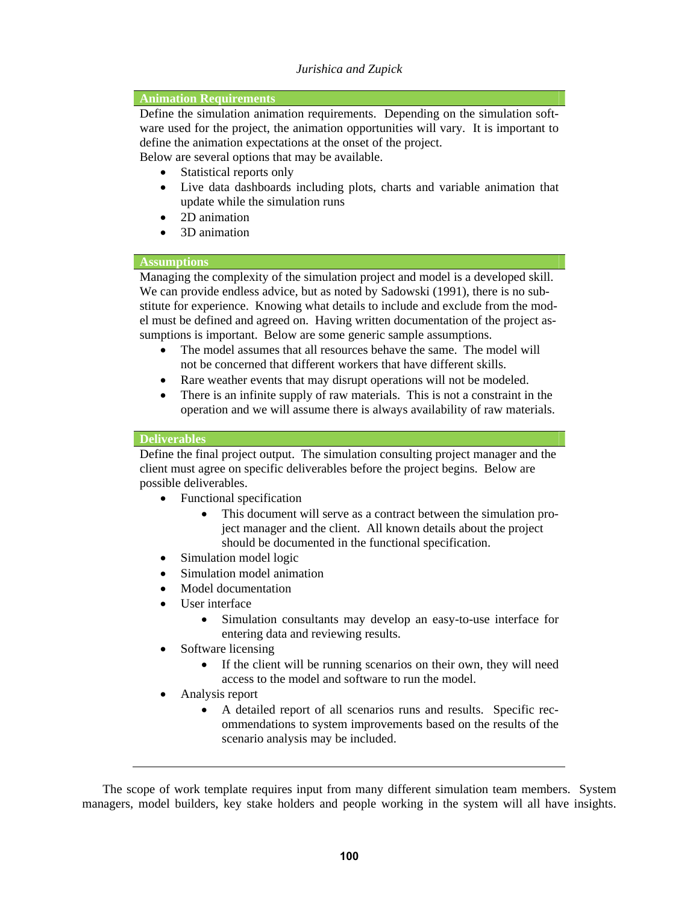**Animation Requirements**

Define the simulation animation requirements. Depending on the simulation software used for the project, the animation opportunities will vary. It is important to define the animation expectations at the onset of the project.
Below are several options that may be available.

- Statistical reports only
- Live data dashboards including plots, charts and variable animation that update while the simulation runs
- 2D animation
- 3D animation

**Assumptions**

Managing the complexity of the simulation project and model is a developed skill. We can provide endless advice, but as noted by Sadowski (1991), there is no substitute for experience. Knowing what details to include and exclude from the model must be defined and agreed on. Having written documentation of the project assumptions is important. Below are some generic sample assumptions.

- The model assumes that all resources behave the same. The model will not be concerned that different workers that have different skills.
- Rare weather events that may disrupt operations will not be modeled.
- There is an infinite supply of raw materials. This is not a constraint in the operation and we will assume there is always availability of raw materials.

**Deliverables**

Define the final project output. The simulation consulting project manager and the client must agree on specific deliverables before the project begins. Below are possible deliverables.

- Functional specification
    - This document will serve as a contract between the simulation project manager and the client. All known details about the project should be documented in the functional specification.
- Simulation model logic
- Simulation model animation
- Model documentation
- User interface
    - Simulation consultants may develop an easy-to-use interface for entering data and reviewing results.
- Software licensing
    - If the client will be running scenarios on their own, they will need access to the model and software to run the model.
- Analysis report
    - A detailed report of all scenarios runs and results. Specific recommendations to system improvements based on the results of the scenario analysis may be included.

---

The scope of work template requires input from many different simulation team members. System managers, model builders, key stake holders and people working in the system will all have insights.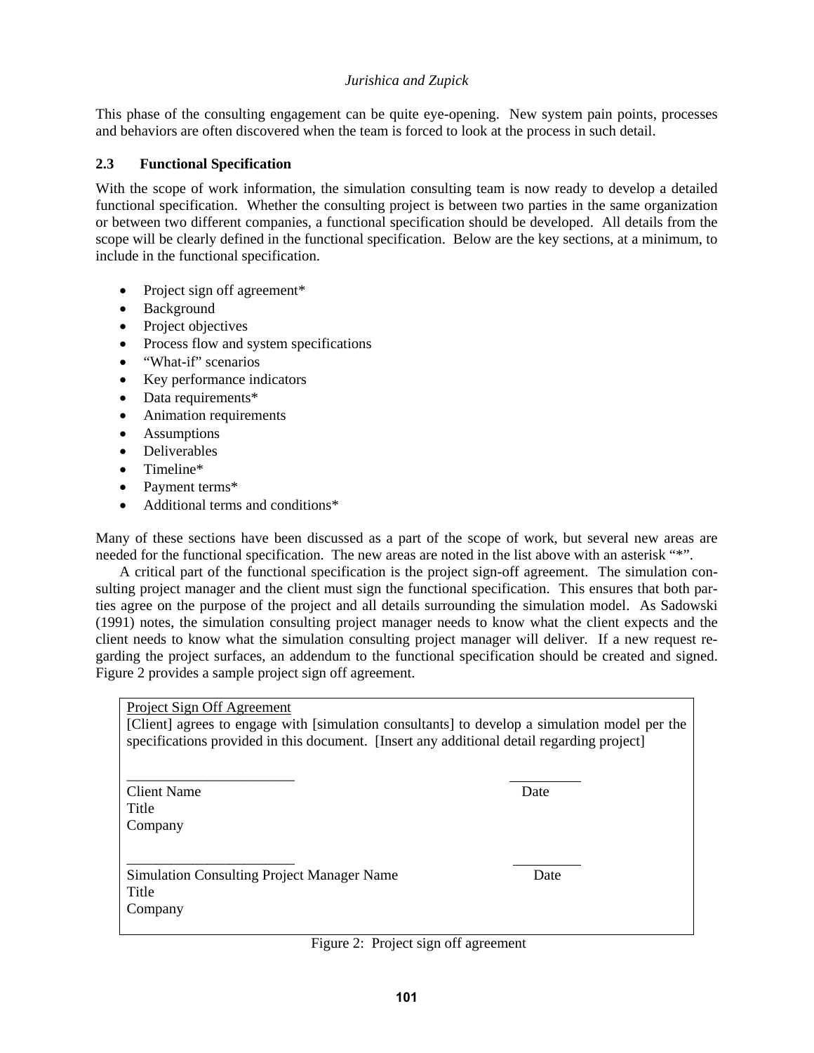This phase of the consulting engagement can be quite eye-opening. New system pain points, processes and behaviors are often discovered when the team is forced to look at the process in such detail.

### 2.3 Functional Specification

With the scope of work information, the simulation consulting team is now ready to develop a detailed functional specification. Whether the consulting project is between two parties in the same organization or between two different companies, a functional specification should be developed. All details from the scope will be clearly defined in the functional specification. Below are the key sections, at a minimum, to include in the functional specification.

- Project sign off agreement*
- Background
- Project objectives
- Process flow and system specifications
- "What-if" scenarios
- Key performance indicators
- Data requirements*
- Animation requirements
- Assumptions
- Deliverables
- Timeline*
- Payment terms*
- Additional terms and conditions*

Many of these sections have been discussed as a part of the scope of work, but several new areas are needed for the functional specification. The new areas are noted in the list above with an asterisk "*".

A critical part of the functional specification is the project sign-off agreement. The simulation consulting project manager and the client must sign the functional specification. This ensures that both parties agree on the purpose of the project and all details surrounding the simulation model. As Sadowski (1991) notes, the simulation consulting project manager needs to know what the client expects and the client needs to know what the simulation consulting project manager will deliver. If a new request regarding the project surfaces, an addendum to the functional specification should be created and signed. Figure 2 provides a sample project sign off agreement.

> Project Sign Off Agreement
>
> [Client] agrees to engage with [simulation consultants] to develop a simulation model per the specifications provided in this document. [Insert any additional detail regarding project]
>
> \_\_\_\_\_\_\_\_\_\_\_\_\_\_\_\_\_\_\_\_\_\_\_\_ \_\_\_\_\_\_\_\_\_\_
> Client Name Date
> Title
> Company
>
> \_\_\_\_\_\_\_\_\_\_\_\_\_\_\_\_\_\_\_\_\_\_\_\_ \_\_\_\_\_\_\_\_\_\_
> Simulation Consulting Project Manager Name Date
> Title
> Company

Figure 2: Project sign off agreement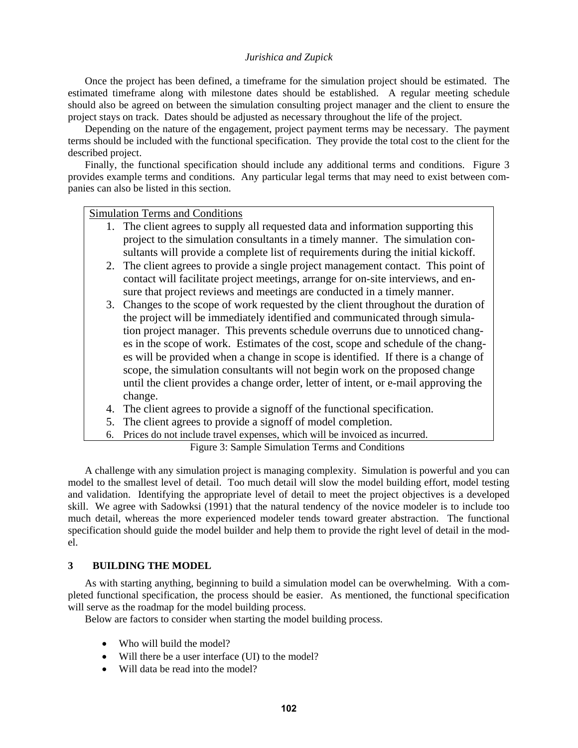Once the project has been defined, a timeframe for the simulation project should be estimated. The estimated timeframe along with milestone dates should be established. A regular meeting schedule should also be agreed on between the simulation consulting project manager and the client to ensure the project stays on track. Dates should be adjusted as necessary throughout the life of the project.

Depending on the nature of the engagement, project payment terms may be necessary. The payment terms should be included with the functional specification. They provide the total cost to the client for the described project.

Finally, the functional specification should include any additional terms and conditions. Figure 3 provides example terms and conditions. Any particular legal terms that may need to exist between companies can also be listed in this section.

Simulation Terms and Conditions

1. The client agrees to supply all requested data and information supporting this project to the simulation consultants in a timely manner. The simulation consultants will provide a complete list of requirements during the initial kickoff.
2. The client agrees to provide a single project management contact. This point of contact will facilitate project meetings, arrange for on-site interviews, and ensure that project reviews and meetings are conducted in a timely manner.
3. Changes to the scope of work requested by the client throughout the duration of the project will be immediately identified and communicated through simulation project manager. This prevents schedule overruns due to unnoticed changes in the scope of work. Estimates of the cost, scope and schedule of the changes will be provided when a change in scope is identified. If there is a change of scope, the simulation consultants will not begin work on the proposed change until the client provides a change order, letter of intent, or e-mail approving the change.
4. The client agrees to provide a signoff of the functional specification.
5. The client agrees to provide a signoff of model completion.
6. Prices do not include travel expenses, which will be invoiced as incurred.

Figure 3: Sample Simulation Terms and Conditions

A challenge with any simulation project is managing complexity. Simulation is powerful and you can model to the smallest level of detail. Too much detail will slow the model building effort, model testing and validation. Identifying the appropriate level of detail to meet the project objectives is a developed skill. We agree with Sadowksi (1991) that the natural tendency of the novice modeler is to include too much detail, whereas the more experienced modeler tends toward greater abstraction. The functional specification should guide the model builder and help them to provide the right level of detail in the model.

## 3 BUILDING THE MODEL

As with starting anything, beginning to build a simulation model can be overwhelming. With a completed functional specification, the process should be easier. As mentioned, the functional specification will serve as the roadmap for the model building process.

Below are factors to consider when starting the model building process.

- Who will build the model?
- Will there be a user interface (UI) to the model?
- Will data be read into the model?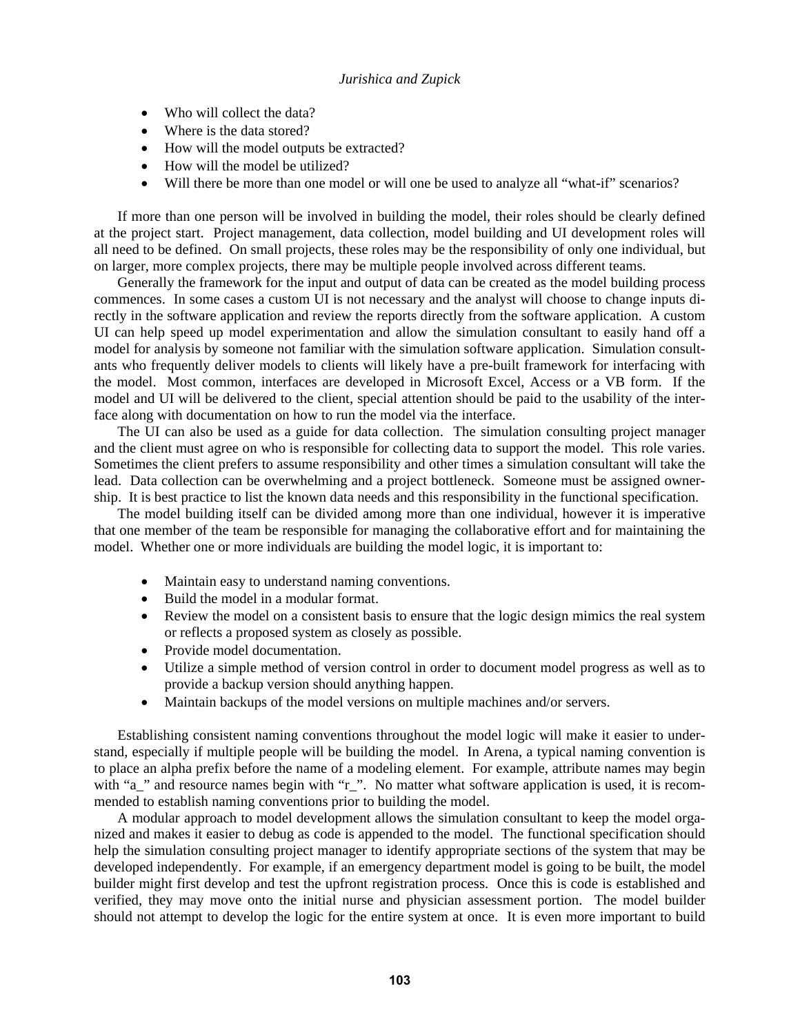- Who will collect the data?
- Where is the data stored?
- How will the model outputs be extracted?
- How will the model be utilized?
- Will there be more than one model or will one be used to analyze all "what-if" scenarios?

If more than one person will be involved in building the model, their roles should be clearly defined at the project start. Project management, data collection, model building and UI development roles will all need to be defined. On small projects, these roles may be the responsibility of only one individual, but on larger, more complex projects, there may be multiple people involved across different teams.

Generally the framework for the input and output of data can be created as the model building process commences. In some cases a custom UI is not necessary and the analyst will choose to change inputs directly in the software application and review the reports directly from the software application. A custom UI can help speed up model experimentation and allow the simulation consultant to easily hand off a model for analysis by someone not familiar with the simulation software application. Simulation consultants who frequently deliver models to clients will likely have a pre-built framework for interfacing with the model. Most common, interfaces are developed in Microsoft Excel, Access or a VB form. If the model and UI will be delivered to the client, special attention should be paid to the usability of the interface along with documentation on how to run the model via the interface.

The UI can also be used as a guide for data collection. The simulation consulting project manager and the client must agree on who is responsible for collecting data to support the model. This role varies. Sometimes the client prefers to assume responsibility and other times a simulation consultant will take the lead. Data collection can be overwhelming and a project bottleneck. Someone must be assigned ownership. It is best practice to list the known data needs and this responsibility in the functional specification.

The model building itself can be divided among more than one individual, however it is imperative that one member of the team be responsible for managing the collaborative effort and for maintaining the model. Whether one or more individuals are building the model logic, it is important to:

- Maintain easy to understand naming conventions.
- Build the model in a modular format.
- Review the model on a consistent basis to ensure that the logic design mimics the real system or reflects a proposed system as closely as possible.
- Provide model documentation.
- Utilize a simple method of version control in order to document model progress as well as to provide a backup version should anything happen.
- Maintain backups of the model versions on multiple machines and/or servers.

Establishing consistent naming conventions throughout the model logic will make it easier to understand, especially if multiple people will be building the model. In Arena, a typical naming convention is to place an alpha prefix before the name of a modeling element. For example, attribute names may begin with "a_" and resource names begin with "r_". No matter what software application is used, it is recommended to establish naming conventions prior to building the model.

A modular approach to model development allows the simulation consultant to keep the model organized and makes it easier to debug as code is appended to the model. The functional specification should help the simulation consulting project manager to identify appropriate sections of the system that may be developed independently. For example, if an emergency department model is going to be built, the model builder might first develop and test the upfront registration process. Once this is code is established and verified, they may move onto the initial nurse and physician assessment portion. The model builder should not attempt to develop the logic for the entire system at once. It is even more important to build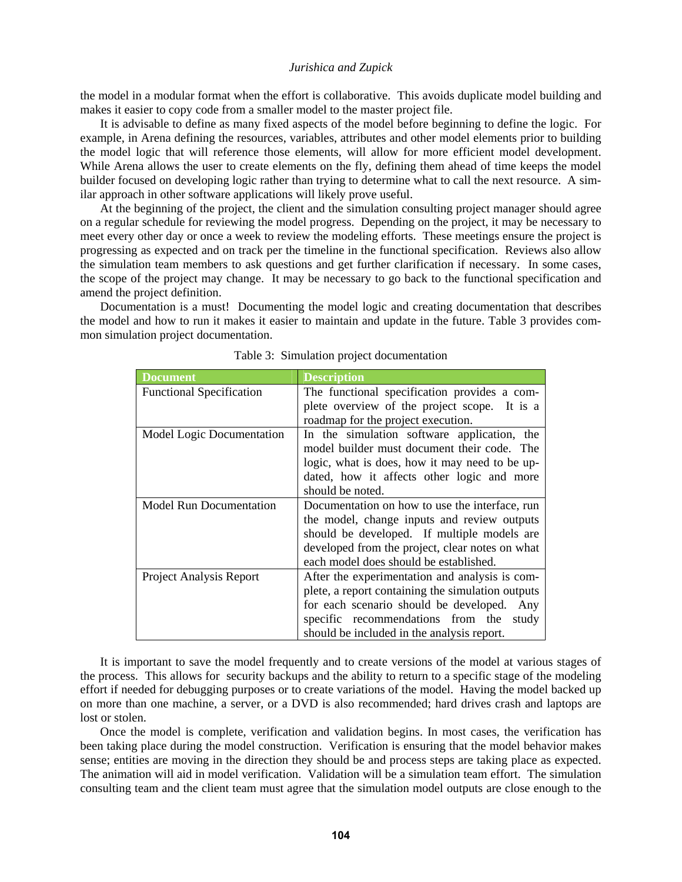the model in a modular format when the effort is collaborative. This avoids duplicate model building and makes it easier to copy code from a smaller model to the master project file.

It is advisable to define as many fixed aspects of the model before beginning to define the logic. For example, in Arena defining the resources, variables, attributes and other model elements prior to building the model logic that will reference those elements, will allow for more efficient model development. While Arena allows the user to create elements on the fly, defining them ahead of time keeps the model builder focused on developing logic rather than trying to determine what to call the next resource. A similar approach in other software applications will likely prove useful.

At the beginning of the project, the client and the simulation consulting project manager should agree on a regular schedule for reviewing the model progress. Depending on the project, it may be necessary to meet every other day or once a week to review the modeling efforts. These meetings ensure the project is progressing as expected and on track per the timeline in the functional specification. Reviews also allow the simulation team members to ask questions and get further clarification if necessary. In some cases, the scope of the project may change. It may be necessary to go back to the functional specification and amend the project definition.

Documentation is a must! Documenting the model logic and creating documentation that describes the model and how to run it makes it easier to maintain and update in the future. Table 3 provides common simulation project documentation.

Table 3: Simulation project documentation

| Document | Description |
| --- | --- |
| Functional Specification | The functional specification provides a complete overview of the project scope. It is a roadmap for the project execution. |
| Model Logic Documentation | In the simulation software application, the model builder must document their code. The logic, what is does, how it may need to be updated, how it affects other logic and more should be noted. |
| Model Run Documentation | Documentation on how to use the interface, run the model, change inputs and review outputs should be developed. If multiple models are developed from the project, clear notes on what each model does should be established. |
| Project Analysis Report | After the experimentation and analysis is complete, a report containing the simulation outputs for each scenario should be developed. Any specific recommendations from the study should be included in the analysis report. |

It is important to save the model frequently and to create versions of the model at various stages of the process. This allows for security backups and the ability to return to a specific stage of the modeling effort if needed for debugging purposes or to create variations of the model. Having the model backed up on more than one machine, a server, or a DVD is also recommended; hard drives crash and laptops are lost or stolen.

Once the model is complete, verification and validation begins. In most cases, the verification has been taking place during the model construction. Verification is ensuring that the model behavior makes sense; entities are moving in the direction they should be and process steps are taking place as expected. The animation will aid in model verification. Validation will be a simulation team effort. The simulation consulting team and the client team must agree that the simulation model outputs are close enough to the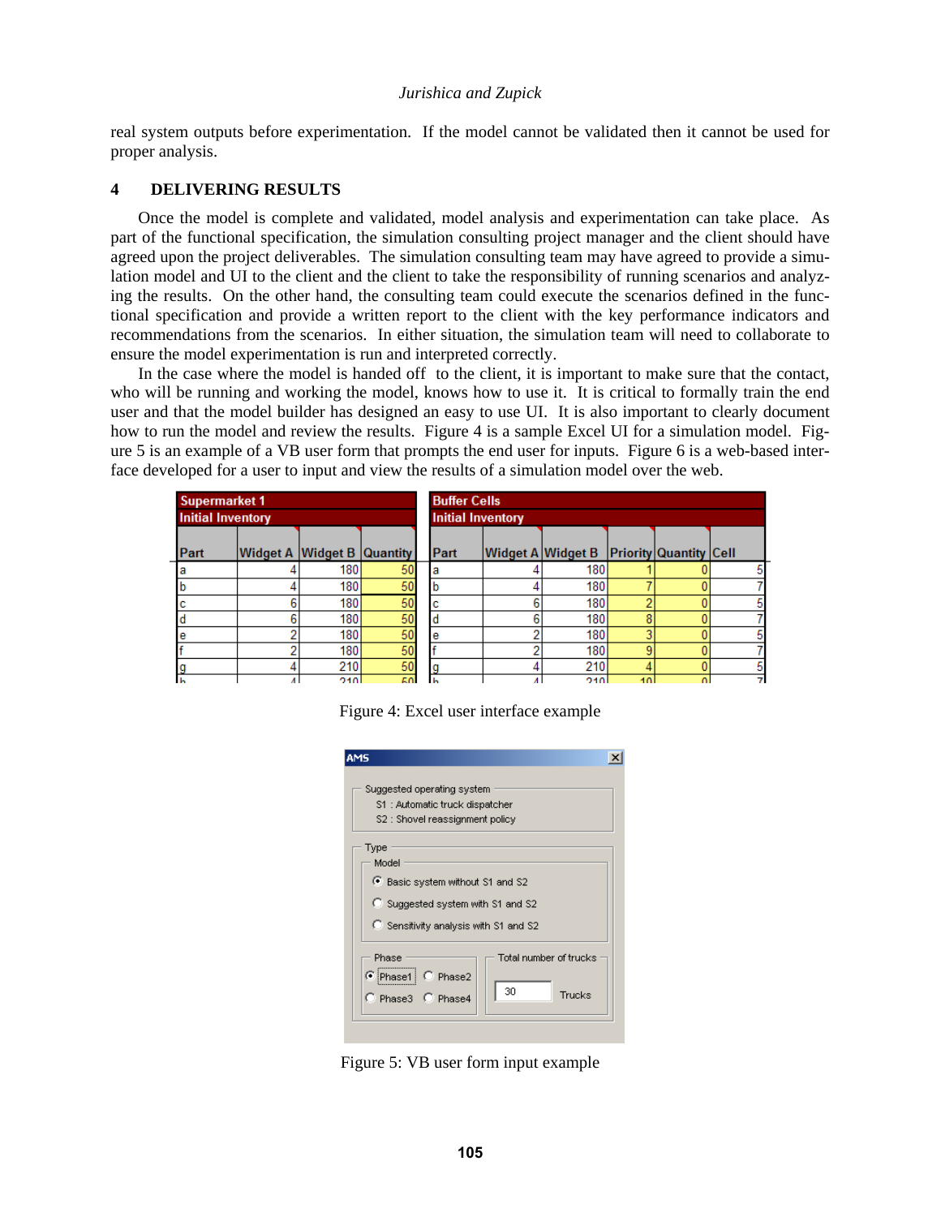real system outputs before experimentation. If the model cannot be validated then it cannot be used for proper analysis.

## 4 DELIVERING RESULTS

Once the model is complete and validated, model analysis and experimentation can take place. As part of the functional specification, the simulation consulting project manager and the client should have agreed upon the project deliverables. The simulation consulting team may have agreed to provide a simulation model and UI to the client and the client to take the responsibility of running scenarios and analyzing the results. On the other hand, the consulting team could execute the scenarios defined in the functional specification and provide a written report to the client with the key performance indicators and recommendations from the scenarios. In either situation, the simulation team will need to collaborate to ensure the model experimentation is run and interpreted correctly.

In the case where the model is handed off to the client, it is important to make sure that the contact, who will be running and working the model, knows how to use it. It is critical to formally train the end user and that the model builder has designed an easy to use UI. It is also important to clearly document how to run the model and review the results. Figure 4 is a sample Excel UI for a simulation model. Figure 5 is an example of a VB user form that prompts the end user for inputs. Figure 6 is a web-based interface developed for a user to input and view the results of a simulation model over the web.

**Supermarket 1 – Initial Inventory**

| Part | Widget A | Widget B | Quantity |
|---|---|---|---|
| a | 4 | 180 | 50 |
| b | 4 | 180 | 50 |
| c | 6 | 180 | 50 |
| d | 6 | 180 | 50 |
| e | 2 | 180 | 50 |
| f | 2 | 180 | 50 |
| g | 4 | 210 | 50 |
| h | 4 | 210 | 50 |

**Buffer Cells – Initial Inventory**

| Part | Widget A | Widget B | Priority | Quantity | Cell |
|---|---|---|---|---|---|
| a | 4 | 180 | 1 | 0 | 5 |
| b | 4 | 180 | 7 | 0 | 7 |
| c | 6 | 180 | 2 | 0 | 5 |
| d | 6 | 180 | 8 | 0 | 7 |
| e | 2 | 180 | 3 | 0 | 5 |
| f | 2 | 180 | 9 | 0 | 7 |
| g | 4 | 210 | 4 | 0 | 5 |
| h | 4 | 210 | 10 | 0 | 7 |

Figure 4: Excel user interface example

AMS

Suggested operating system
S1 : Automatic truck dispatcher
S2 : Shovel reassignment policy

Type
Model
- (•) Basic system without S1 and S2
- ( ) Suggested system with S1 and S2
- ( ) Sensitivity analysis with S1 and S2

Phase
- (•) Phase1 ( ) Phase2
- ( ) Phase3 ( ) Phase4

Total number of trucks
30 Trucks

Figure 5: VB user form input example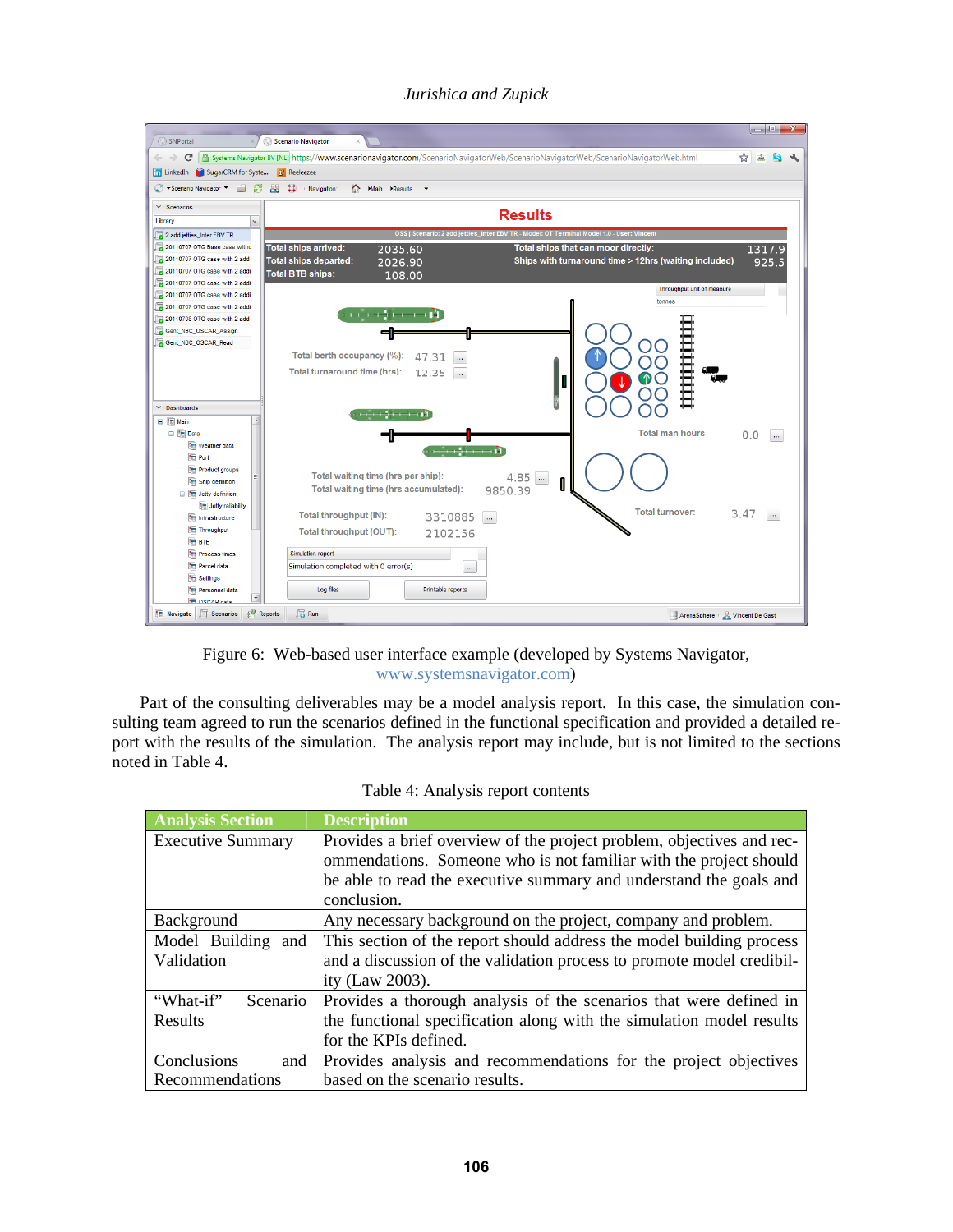Figure 6: Web-based user interface example (developed by Systems Navigator, www.systemsnavigator.com)

Part of the consulting deliverables may be a model analysis report. In this case, the simulation consulting team agreed to run the scenarios defined in the functional specification and provided a detailed report with the results of the simulation. The analysis report may include, but is not limited to the sections noted in Table 4.

Table 4: Analysis report contents

| Analysis Section | Description |
|---|---|
| Executive Summary | Provides a brief overview of the project problem, objectives and recommendations. Someone who is not familiar with the project should be able to read the executive summary and understand the goals and conclusion. |
| Background | Any necessary background on the project, company and problem. |
| Model Building and Validation | This section of the report should address the model building process and a discussion of the validation process to promote model credibility (Law 2003). |
| "What-if" Scenario Results | Provides a thorough analysis of the scenarios that were defined in the functional specification along with the simulation model results for the KPIs defined. |
| Conclusions and Recommendations | Provides analysis and recommendations for the project objectives based on the scenario results. |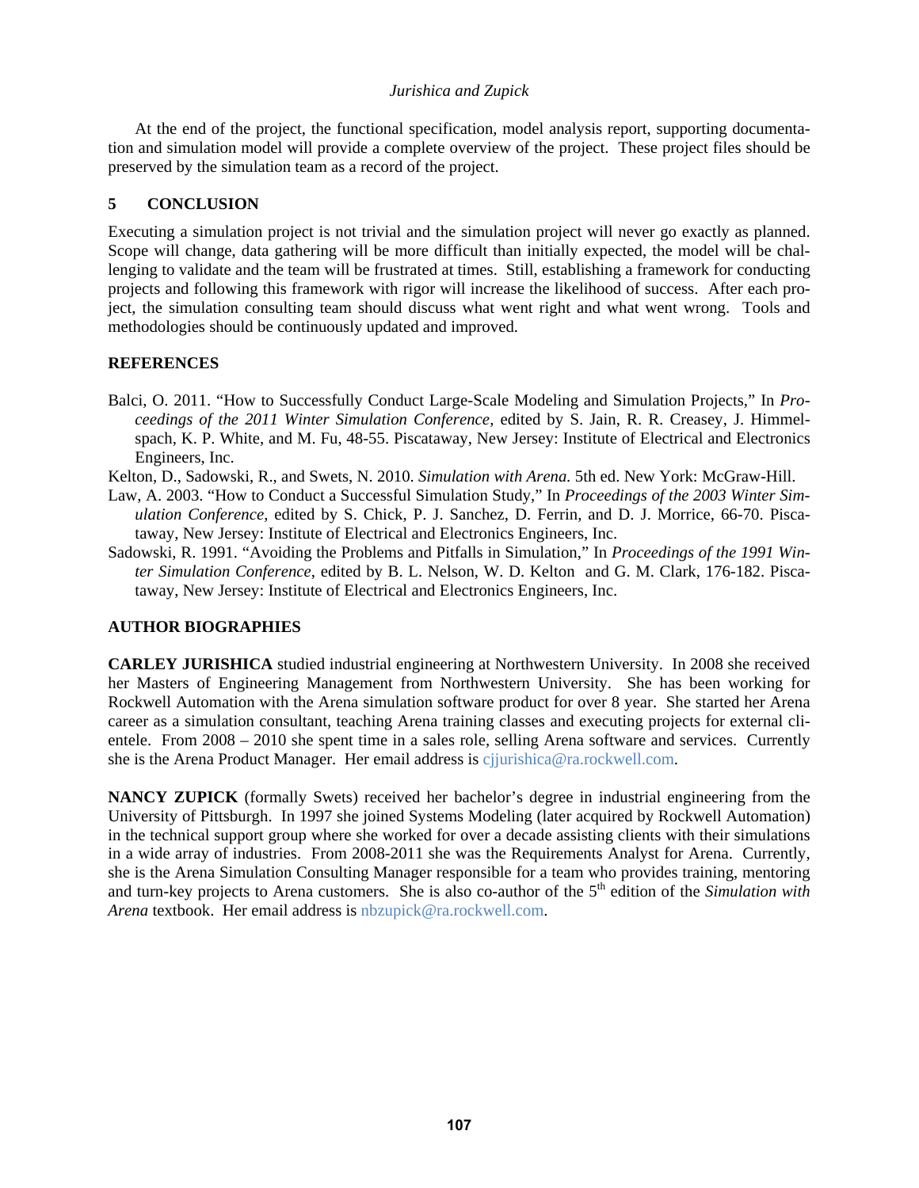At the end of the project, the functional specification, model analysis report, supporting documentation and simulation model will provide a complete overview of the project. These project files should be preserved by the simulation team as a record of the project.

## 5 CONCLUSION

Executing a simulation project is not trivial and the simulation project will never go exactly as planned. Scope will change, data gathering will be more difficult than initially expected, the model will be challenging to validate and the team will be frustrated at times. Still, establishing a framework for conducting projects and following this framework with rigor will increase the likelihood of success. After each project, the simulation consulting team should discuss what went right and what went wrong. Tools and methodologies should be continuously updated and improved.

## REFERENCES

Balci, O. 2011. "How to Successfully Conduct Large-Scale Modeling and Simulation Projects," In *Proceedings of the 2011 Winter Simulation Conference*, edited by S. Jain, R. R. Creasey, J. Himmelspach, K. P. White, and M. Fu, 48-55. Piscataway, New Jersey: Institute of Electrical and Electronics Engineers, Inc.

Kelton, D., Sadowski, R., and Swets, N. 2010. *Simulation with Arena.* 5th ed. New York: McGraw-Hill.

Law, A. 2003. "How to Conduct a Successful Simulation Study," In *Proceedings of the 2003 Winter Simulation Conference*, edited by S. Chick, P. J. Sanchez, D. Ferrin, and D. J. Morrice, 66-70. Piscataway, New Jersey: Institute of Electrical and Electronics Engineers, Inc.

Sadowski, R. 1991. "Avoiding the Problems and Pitfalls in Simulation," In *Proceedings of the 1991 Winter Simulation Conference*, edited by B. L. Nelson, W. D. Kelton and G. M. Clark, 176-182. Piscataway, New Jersey: Institute of Electrical and Electronics Engineers, Inc.

## AUTHOR BIOGRAPHIES

**CARLEY JURISHICA** studied industrial engineering at Northwestern University. In 2008 she received her Masters of Engineering Management from Northwestern University. She has been working for Rockwell Automation with the Arena simulation software product for over 8 year. She started her Arena career as a simulation consultant, teaching Arena training classes and executing projects for external clientele. From 2008 – 2010 she spent time in a sales role, selling Arena software and services. Currently she is the Arena Product Manager. Her email address is cjjurishica@ra.rockwell.com.

**NANCY ZUPICK** (formally Swets) received her bachelor's degree in industrial engineering from the University of Pittsburgh. In 1997 she joined Systems Modeling (later acquired by Rockwell Automation) in the technical support group where she worked for over a decade assisting clients with their simulations in a wide array of industries. From 2008-2011 she was the Requirements Analyst for Arena. Currently, she is the Arena Simulation Consulting Manager responsible for a team who provides training, mentoring and turn-key projects to Arena customers. She is also co-author of the 5th edition of the *Simulation with Arena* textbook. Her email address is nbzupick@ra.rockwell.com.